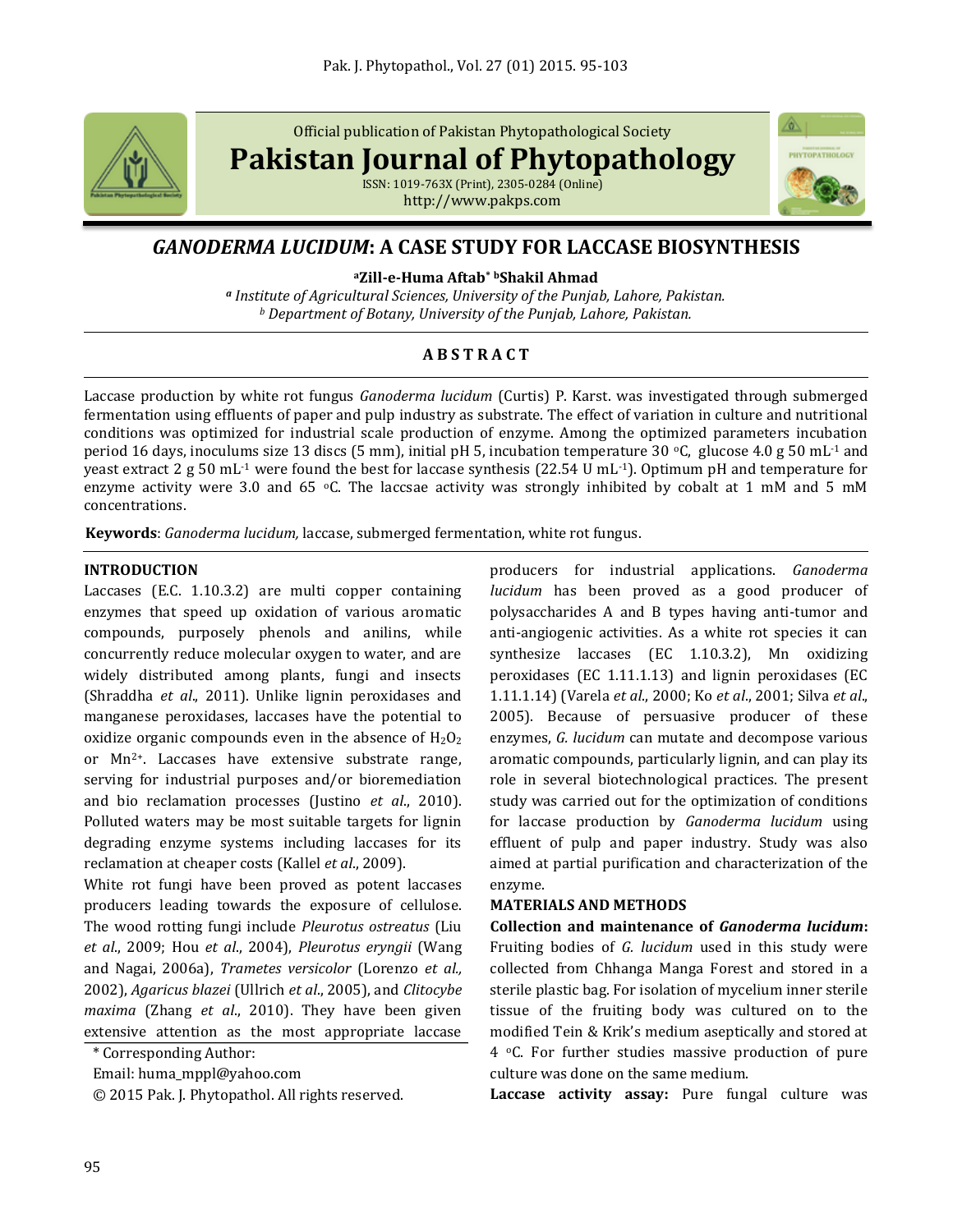Official publication of Pakistan Phytopathological Society

**Pakistan Journal of Phytopathology**

ISSN: 1019-763X (Print), 2305-0284 (Online)
http://www.pakps.com

# *GANODERMA LUCIDUM*: A CASE STUDY FOR LACCASE BIOSYNTHESIS

**[a]Zill-e-Huma Aftab* [b]Shakil Ahmad**

*[a] Institute of Agricultural Sciences, University of the Punjab, Lahore, Pakistan.*
*[b] Department of Botany, University of the Punjab, Lahore, Pakistan.*

## A B S T R A C T

Laccase production by white rot fungus *Ganoderma lucidum* (Curtis) P. Karst. was investigated through submerged fermentation using effluents of paper and pulp industry as substrate. The effect of variation in culture and nutritional conditions was optimized for industrial scale production of enzyme. Among the optimized parameters incubation period 16 days, inoculums size 13 discs (5 mm), initial pH 5, incubation temperature 30 °C, glucose 4.0 g 50 mL$^{-1}$ and yeast extract 2 g 50 mL$^{-1}$ were found the best for laccase synthesis (22.54 U mL$^{-1}$). Optimum pH and temperature for enzyme activity were 3.0 and 65 °C. The laccsae activity was strongly inhibited by cobalt at 1 mM and 5 mM concentrations.

**Keywords**: *Ganoderma lucidum,* laccase, submerged fermentation, white rot fungus.

## INTRODUCTION

Laccases (E.C. 1.10.3.2) are multi copper containing enzymes that speed up oxidation of various aromatic compounds, purposely phenols and anilins, while concurrently reduce molecular oxygen to water, and are widely distributed among plants, fungi and insects (Shraddha *et al*., 2011). Unlike lignin peroxidases and manganese peroxidases, laccases have the potential to oxidize organic compounds even in the absence of $H_2O_2$ or $Mn^{2+}$. Laccases have extensive substrate range, serving for industrial purposes and/or bioremediation and bio reclamation processes (Justino *et al*., 2010). Polluted waters may be most suitable targets for lignin degrading enzyme systems including laccases for its reclamation at cheaper costs (Kallel *et al*., 2009).

White rot fungi have been proved as potent laccases producers leading towards the exposure of cellulose. The wood rotting fungi include *Pleurotus ostreatus* (Liu *et al*., 2009; Hou *et al*., 2004), *Pleurotus eryngii* (Wang and Nagai, 2006a), *Trametes versicolor* (Lorenzo *et al.,* 2002), *Agaricus blazei* (Ullrich *et al*., 2005), and *Clitocybe maxima* (Zhang *et al*., 2010). They have been given extensive attention as the most appropriate laccase producers for industrial applications. *Ganoderma lucidum* has been proved as a good producer of polysaccharides A and B types having anti-tumor and anti-angiogenic activities. As a white rot species it can synthesize laccases (EC 1.10.3.2), Mn oxidizing peroxidases (EC 1.11.1.13) and lignin peroxidases (EC 1.11.1.14) (Varela *et al*., 2000; Ko *et al*., 2001; Silva *et al*., 2005). Because of persuasive producer of these enzymes, *G. lucidum* can mutate and decompose various aromatic compounds, particularly lignin, and can play its role in several biotechnological practices. The present study was carried out for the optimization of conditions for laccase production by *Ganoderma lucidum* using effluent of pulp and paper industry. Study was also aimed at partial purification and characterization of the enzyme.

## MATERIALS AND METHODS

**Collection and maintenance of *Ganoderma lucidum*:** Fruiting bodies of *G. lucidum* used in this study were collected from Chhanga Manga Forest and stored in a sterile plastic bag. For isolation of mycelium inner sterile tissue of the fruiting body was cultured on to the modified Tein & Krik's medium aseptically and stored at 4 °C. For further studies massive production of pure culture was done on the same medium.

**Laccase activity assay:** Pure fungal culture was

\* Corresponding Author:

Email: huma_mppl@yahoo.com

© 2015 Pak. J. Phytopathol. All rights reserved.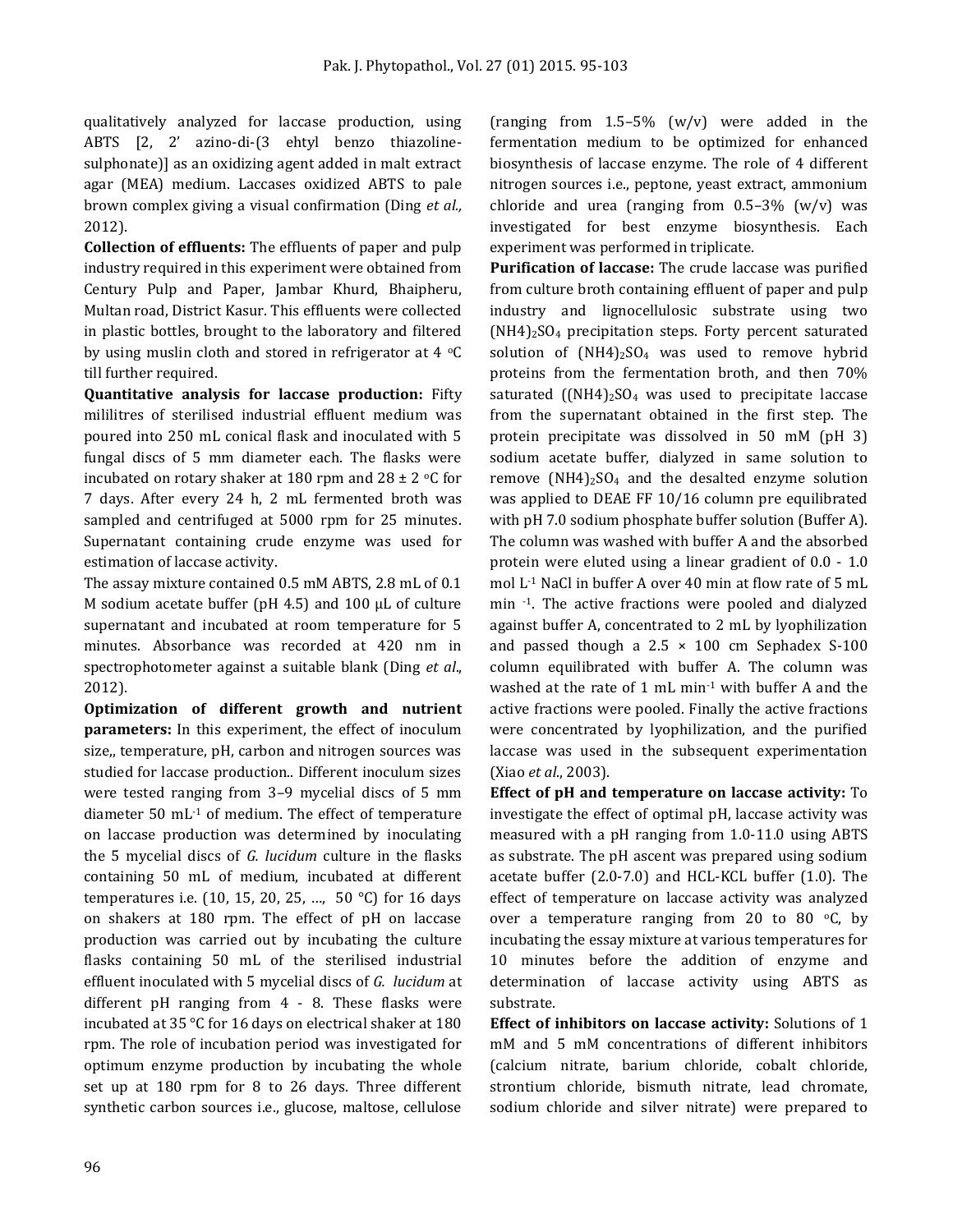qualitatively analyzed for laccase production, using ABTS [2, 2' azino-di-(3 ehtyl benzo thiazoline-sulphonate)] as an oxidizing agent added in malt extract agar (MEA) medium. Laccases oxidized ABTS to pale brown complex giving a visual confirmation (Ding *et al.,* 2012).

**Collection of effluents:** The effluents of paper and pulp industry required in this experiment were obtained from Century Pulp and Paper, Jambar Khurd, Bhaipheru, Multan road, District Kasur. This effluents were collected in plastic bottles, brought to the laboratory and filtered by using muslin cloth and stored in refrigerator at 4 °C till further required.

**Quantitative analysis for laccase production:** Fifty mililitres of sterilised industrial effluent medium was poured into 250 mL conical flask and inoculated with 5 fungal discs of 5 mm diameter each. The flasks were incubated on rotary shaker at 180 rpm and 28 ± 2 °C for 7 days. After every 24 h, 2 mL fermented broth was sampled and centrifuged at 5000 rpm for 25 minutes. Supernatant containing crude enzyme was used for estimation of laccase activity.

The assay mixture contained 0.5 mM ABTS, 2.8 mL of 0.1 M sodium acetate buffer (pH 4.5) and 100 μL of culture supernatant and incubated at room temperature for 5 minutes. Absorbance was recorded at 420 nm in spectrophotometer against a suitable blank (Ding *et al*., 2012).

**Optimization of different growth and nutrient parameters:** In this experiment, the effect of inoculum size,, temperature, pH, carbon and nitrogen sources was studied for laccase production.. Different inoculum sizes were tested ranging from 3–9 mycelial discs of 5 mm diameter 50 $mL^{-1}$ of medium. The effect of temperature on laccase production was determined by inoculating the 5 mycelial discs of *G. lucidum* culture in the flasks containing 50 mL of medium, incubated at different temperatures i.e. (10, 15, 20, 25, …, 50 °C) for 16 days on shakers at 180 rpm. The effect of pH on laccase production was carried out by incubating the culture flasks containing 50 mL of the sterilised industrial effluent inoculated with 5 mycelial discs of *G. lucidum* at different pH ranging from 4 - 8. These flasks were incubated at 35 °C for 16 days on electrical shaker at 180 rpm. The role of incubation period was investigated for optimum enzyme production by incubating the whole set up at 180 rpm for 8 to 26 days. Three different synthetic carbon sources i.e., glucose, maltose, cellulose (ranging from 1.5–5% (w/v) were added in the fermentation medium to be optimized for enhanced biosynthesis of laccase enzyme. The role of 4 different nitrogen sources i.e., peptone, yeast extract, ammonium chloride and urea (ranging from 0.5–3% (w/v) was investigated for best enzyme biosynthesis. Each experiment was performed in triplicate.

**Purification of laccase:** The crude laccase was purified from culture broth containing effluent of paper and pulp industry and lignocellulosic substrate using two $(NH4)_2SO_4$ precipitation steps. Forty percent saturated solution of $(NH4)_2SO_4$ was used to remove hybrid proteins from the fermentation broth, and then 70% saturated $((NH4)_2SO_4$ was used to precipitate laccase from the supernatant obtained in the first step. The protein precipitate was dissolved in 50 mM (pH 3) sodium acetate buffer, dialyzed in same solution to remove $(NH4)_2SO_4$ and the desalted enzyme solution was applied to DEAE FF 10/16 column pre equilibrated with pH 7.0 sodium phosphate buffer solution (Buffer A). The column was washed with buffer A and the absorbed protein were eluted using a linear gradient of 0.0 - 1.0 mol $L^{-1}$ NaCl in buffer A over 40 min at flow rate of 5 mL $min^{-1}$. The active fractions were pooled and dialyzed against buffer A, concentrated to 2 mL by lyophilization and passed though a 2.5 × 100 cm Sephadex S-100 column equilibrated with buffer A. The column was washed at the rate of 1 mL $min^{-1}$ with buffer A and the active fractions were pooled. Finally the active fractions were concentrated by lyophilization, and the purified laccase was used in the subsequent experimentation (Xiao *et al*., 2003).

**Effect of pH and temperature on laccase activity:** To investigate the effect of optimal pH, laccase activity was measured with a pH ranging from 1.0-11.0 using ABTS as substrate. The pH ascent was prepared using sodium acetate buffer (2.0-7.0) and HCL-KCL buffer (1.0). The effect of temperature on laccase activity was analyzed over a temperature ranging from 20 to 80 °C, by incubating the essay mixture at various temperatures for 10 minutes before the addition of enzyme and determination of laccase activity using ABTS as substrate.

**Effect of inhibitors on laccase activity:** Solutions of 1 mM and 5 mM concentrations of different inhibitors (calcium nitrate, barium chloride, cobalt chloride, strontium chloride, bismuth nitrate, lead chromate, sodium chloride and silver nitrate) were prepared to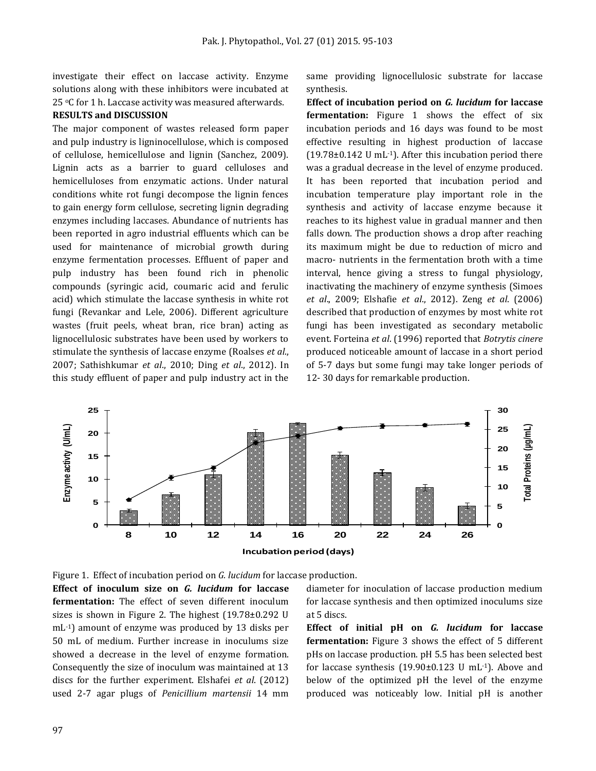investigate their effect on laccase activity. Enzyme solutions along with these inhibitors were incubated at 25 °C for 1 h. Laccase activity was measured afterwards.

**RESULTS and DISCUSSION**

The major component of wastes released form paper and pulp industry is ligninocellulose, which is composed of cellulose, hemicellulose and lignin (Sanchez, 2009). Lignin acts as a barrier to guard celluloses and hemicelluloses from enzymatic actions. Under natural conditions white rot fungi decompose the lignin fences to gain energy form cellulose, secreting lignin degrading enzymes including laccases. Abundance of nutrients has been reported in agro industrial effluents which can be used for maintenance of microbial growth during enzyme fermentation processes. Effluent of paper and pulp industry has been found rich in phenolic compounds (syringic acid, coumaric acid and ferulic acid) which stimulate the laccase synthesis in white rot fungi (Revankar and Lele, 2006). Different agriculture wastes (fruit peels, wheat bran, rice bran) acting as lignocellulosic substrates have been used by workers to stimulate the synthesis of laccase enzyme (Roalses *et al*., 2007; Sathishkumar *et al*., 2010; Ding *et al*., 2012). In this study effluent of paper and pulp industry act in the same providing lignocellulosic substrate for laccase synthesis.

**Effect of incubation period on *G. lucidum* for laccase fermentation:** Figure 1 shows the effect of six incubation periods and 16 days was found to be most effective resulting in highest production of laccase (19.78±0.142 U $mL^{-1}$). After this incubation period there was a gradual decrease in the level of enzyme produced. It has been reported that incubation period and incubation temperature play important role in the synthesis and activity of laccase enzyme because it reaches to its highest value in gradual manner and then falls down. The production shows a drop after reaching its maximum might be due to reduction of micro and macro- nutrients in the fermentation broth with a time interval, hence giving a stress to fungal physiology, inactivating the machinery of enzyme synthesis (Simoes *et al*., 2009; Elshafie *et al*., 2012). Zeng *et al*. (2006) described that production of enzymes by most white rot fungi has been investigated as secondary metabolic event. Forteina *et al*. (1996) reported that *Botrytis cinere* produced noticeable amount of laccase in a short period of 5-7 days but some fungi may take longer periods of 12- 30 days for remarkable production.

Figure 1. Effect of incubation period on *G. lucidum* for laccase production.

**Effect of inoculum size on *G. lucidum* for laccase fermentation:** The effect of seven different inoculum sizes is shown in Figure 2. The highest (19.78±0.292 U $mL^{-1}$) amount of enzyme was produced by 13 disks per 50 mL of medium. Further increase in inoculums size showed a decrease in the level of enzyme formation. Consequently the size of inoculum was maintained at 13 discs for the further experiment. Elshafei *et al*. (2012) used 2-7 agar plugs of *Penicillium martensii* 14 mm diameter for inoculation of laccase production medium for laccase synthesis and then optimized inoculums size at 5 discs.

**Effect of initial pH on *G. lucidum* for laccase fermentation:** Figure 3 shows the effect of 5 different pHs on laccase production. pH 5.5 has been selected best for laccase synthesis (19.90±0.123 U $mL^{-1}$). Above and below of the optimized pH the level of the enzyme produced was noticeably low. Initial pH is another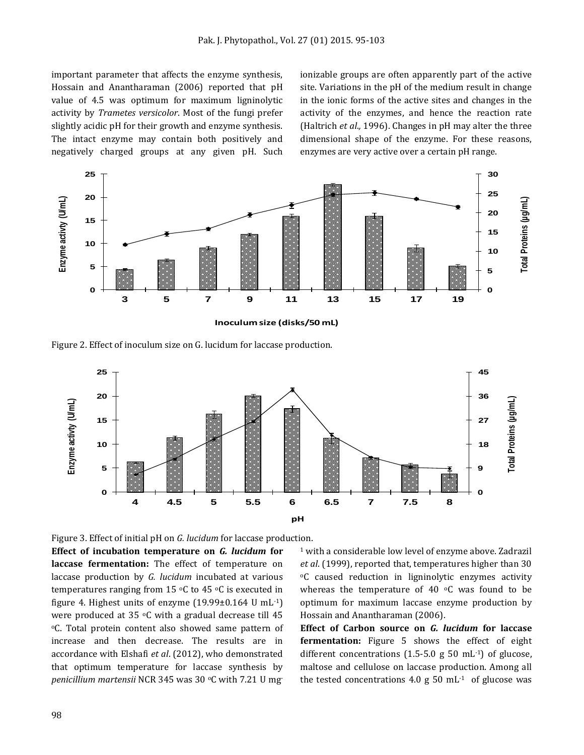important parameter that affects the enzyme synthesis, Hossain and Anantharaman (2006) reported that pH value of 4.5 was optimum for maximum ligninolytic activity by *Trametes versicolor*. Most of the fungi prefer slightly acidic pH for their growth and enzyme synthesis. The intact enzyme may contain both positively and negatively charged groups at any given pH. Such ionizable groups are often apparently part of the active site. Variations in the pH of the medium result in change in the ionic forms of the active sites and changes in the activity of the enzymes, and hence the reaction rate (Haltrich *et al.,* 1996). Changes in pH may alter the three dimensional shape of the enzyme. For these reasons, enzymes are very active over a certain pH range.

Figure 2. Effect of inoculum size on G. lucidum for laccase production.

Figure 3. Effect of initial pH on *G. lucidum* for laccase production.

**Effect of incubation temperature on *G. lucidum* for laccase fermentation:** The effect of temperature on laccase production by *G. lucidum* incubated at various temperatures ranging from 15 °C to 45 °C is executed in figure 4. Highest units of enzyme (19.99±0.164 U $mL^{-1}$) were produced at 35 °C with a gradual decrease till 45 °C. Total protein content also showed same pattern of increase and then decrease. The results are in accordance with Elshafi *et al*. (2012), who demonstrated that optimum temperature for laccase synthesis by *penicillium martensii* NCR 345 was 30 °C with 7.21 U $mg^{-1}$ with a considerable low level of enzyme above. Zadrazil *et al*. (1999), reported that, temperatures higher than 30 °C caused reduction in ligninolytic enzymes activity whereas the temperature of 40 °C was found to be optimum for maximum laccase enzyme production by Hossain and Anantharaman (2006).

**Effect of Carbon source on *G. lucidum* for laccase fermentation:** Figure 5 shows the effect of eight different concentrations (1.5-5.0 g 50 $mL^{-1}$) of glucose, maltose and cellulose on laccase production. Among all the tested concentrations 4.0 g 50 $mL^{-1}$ of glucose was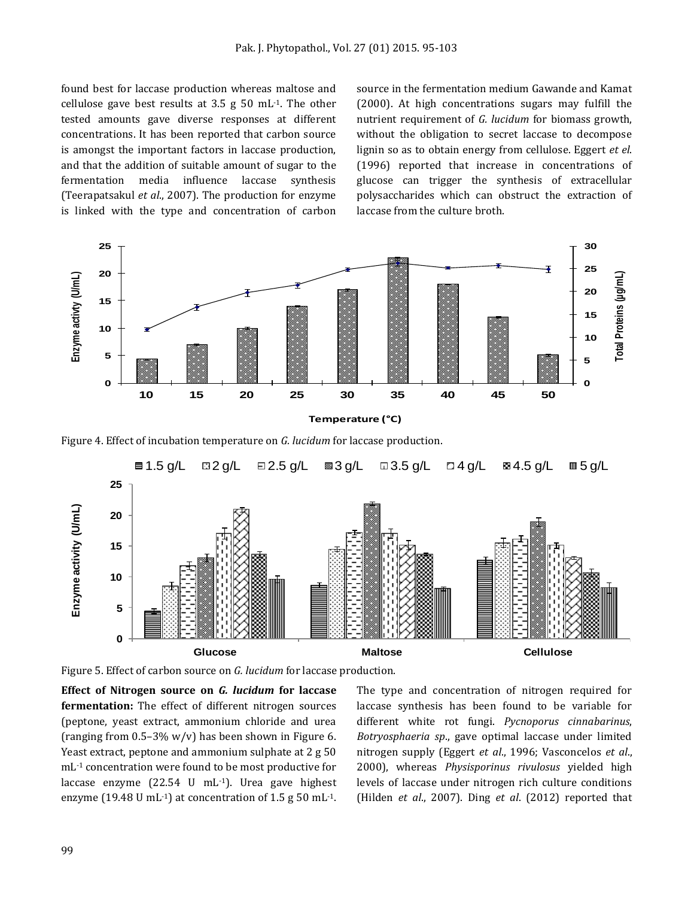found best for laccase production whereas maltose and cellulose gave best results at 3.5 g 50 mL$^{-1}$. The other tested amounts gave diverse responses at different concentrations. It has been reported that carbon source is amongst the important factors in laccase production, and that the addition of suitable amount of sugar to the fermentation media influence laccase synthesis (Teerapatsakul *et al*., 2007). The production for enzyme is linked with the type and concentration of carbon source in the fermentation medium Gawande and Kamat (2000). At high concentrations sugars may fulfill the nutrient requirement of *G. lucidum* for biomass growth, without the obligation to secret laccase to decompose lignin so as to obtain energy from cellulose. Eggert *et el*. (1996) reported that increase in concentrations of glucose can trigger the synthesis of extracellular polysaccharides which can obstruct the extraction of laccase from the culture broth.

Figure 4. Effect of incubation temperature on *G. lucidum* for laccase production.

Figure 5. Effect of carbon source on *G. lucidum* for laccase production.

**Effect of Nitrogen source on *G. lucidum* for laccase fermentation:** The effect of different nitrogen sources (peptone, yeast extract, ammonium chloride and urea (ranging from 0.5–3% w/v) has been shown in Figure 6. Yeast extract, peptone and ammonium sulphate at 2 g 50 mL$^{-1}$ concentration were found to be most productive for laccase enzyme (22.54 U mL$^{-1}$). Urea gave highest enzyme (19.48 U mL$^{-1}$) at concentration of 1.5 g 50 mL$^{-1}$. The type and concentration of nitrogen required for laccase synthesis has been found to be variable for different white rot fungi. *Pycnoporus cinnabarinus*, *Botryosphaeria sp*., gave optimal laccase under limited nitrogen supply (Eggert *et al*., 1996; Vasconcelos *et al*., 2000), whereas *Physisporinus rivulosus* yielded high levels of laccase under nitrogen rich culture conditions (Hilden *et al*., 2007). Ding *et al*. (2012) reported that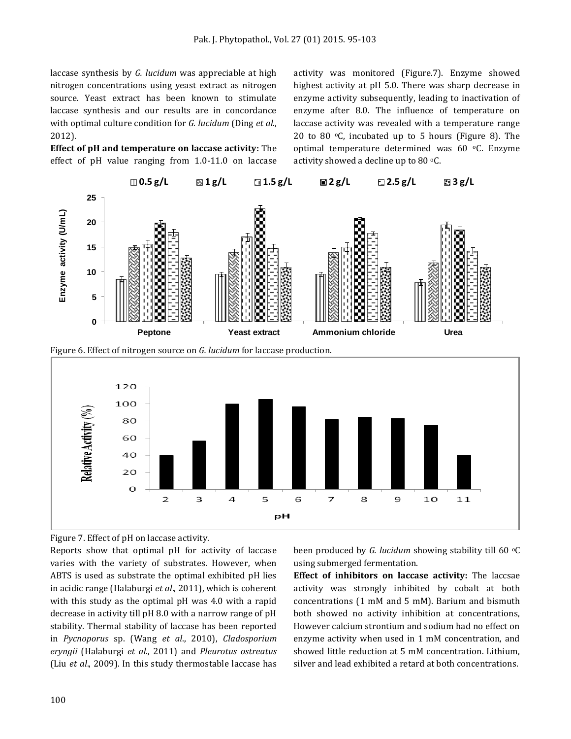laccase synthesis by *G. lucidum* was appreciable at high nitrogen concentrations using yeast extract as nitrogen source. Yeast extract has been known to stimulate laccase synthesis and our results are in concordance with optimal culture condition for *G. lucidum* (Ding *et al*., 2012).

**Effect of pH and temperature on laccase activity:** The effect of pH value ranging from 1.0-11.0 on laccase activity was monitored (Figure.7). Enzyme showed highest activity at pH 5.0. There was sharp decrease in enzyme activity subsequently, leading to inactivation of enzyme after 8.0. The influence of temperature on laccase activity was revealed with a temperature range 20 to 80 °C, incubated up to 5 hours (Figure 8). The optimal temperature determined was 60 °C. Enzyme activity showed a decline up to 80 °C.

Figure 6. Effect of nitrogen source on *G. lucidum* for laccase production.

Figure 7. Effect of pH on laccase activity.

Reports show that optimal pH for activity of laccase varies with the variety of substrates. However, when ABTS is used as substrate the optimal exhibited pH lies in acidic range (Halaburgi *et al*., 2011), which is coherent with this study as the optimal pH was 4.0 with a rapid decrease in activity till pH 8.0 with a narrow range of pH stability. Thermal stability of laccase has been reported in *Pycnoporus* sp. (Wang *et al*., 2010), *Cladosporium eryngii* (Halaburgi *et al*., 2011) and *Pleurotus ostreatus* (Liu *et al*., 2009). In this study thermostable laccase has been produced by *G. lucidum* showing stability till 60 °C using submerged fermentation.

**Effect of inhibitors on laccase activity:** The laccsae activity was strongly inhibited by cobalt at both concentrations (1 mM and 5 mM). Barium and bismuth both showed no activity inhibition at concentrations, However calcium strontium and sodium had no effect on enzyme activity when used in 1 mM concentration, and showed little reduction at 5 mM concentration. Lithium, silver and lead exhibited a retard at both concentrations.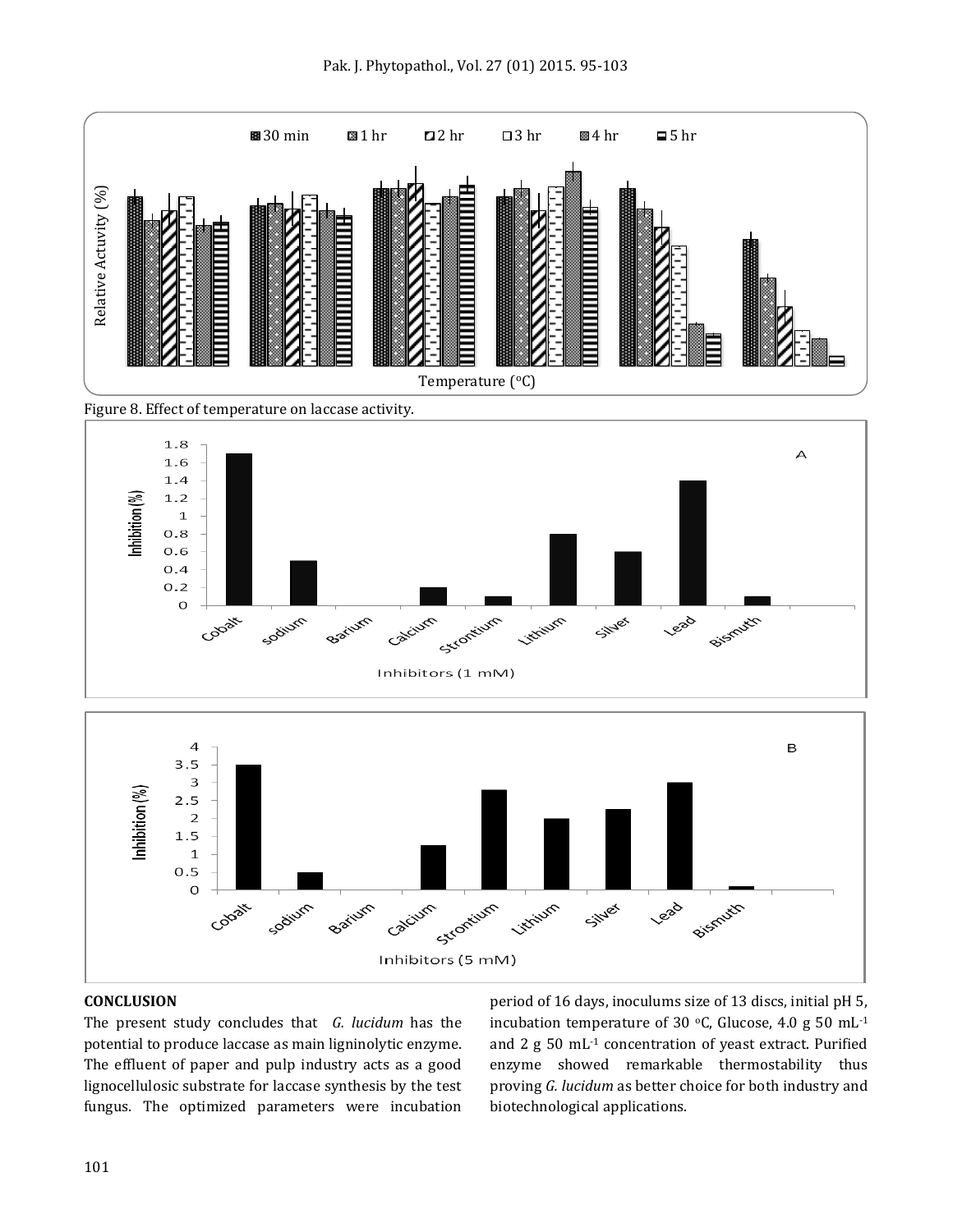Figure 8. Effect of temperature on laccase activity.

## CONCLUSION

The present study concludes that *G. lucidum* has the potential to produce laccase as main ligninolytic enzyme. The effluent of paper and pulp industry acts as a good lignocellulosic substrate for laccase synthesis by the test fungus. The optimized parameters were incubation period of 16 days, inoculums size of 13 discs, initial pH 5, incubation temperature of 30 °C, Glucose, 4.0 g 50 mL$^{-1}$ and 2 g 50 mL$^{-1}$ concentration of yeast extract. Purified enzyme showed remarkable thermostability thus proving *G. lucidum* as better choice for both industry and biotechnological applications.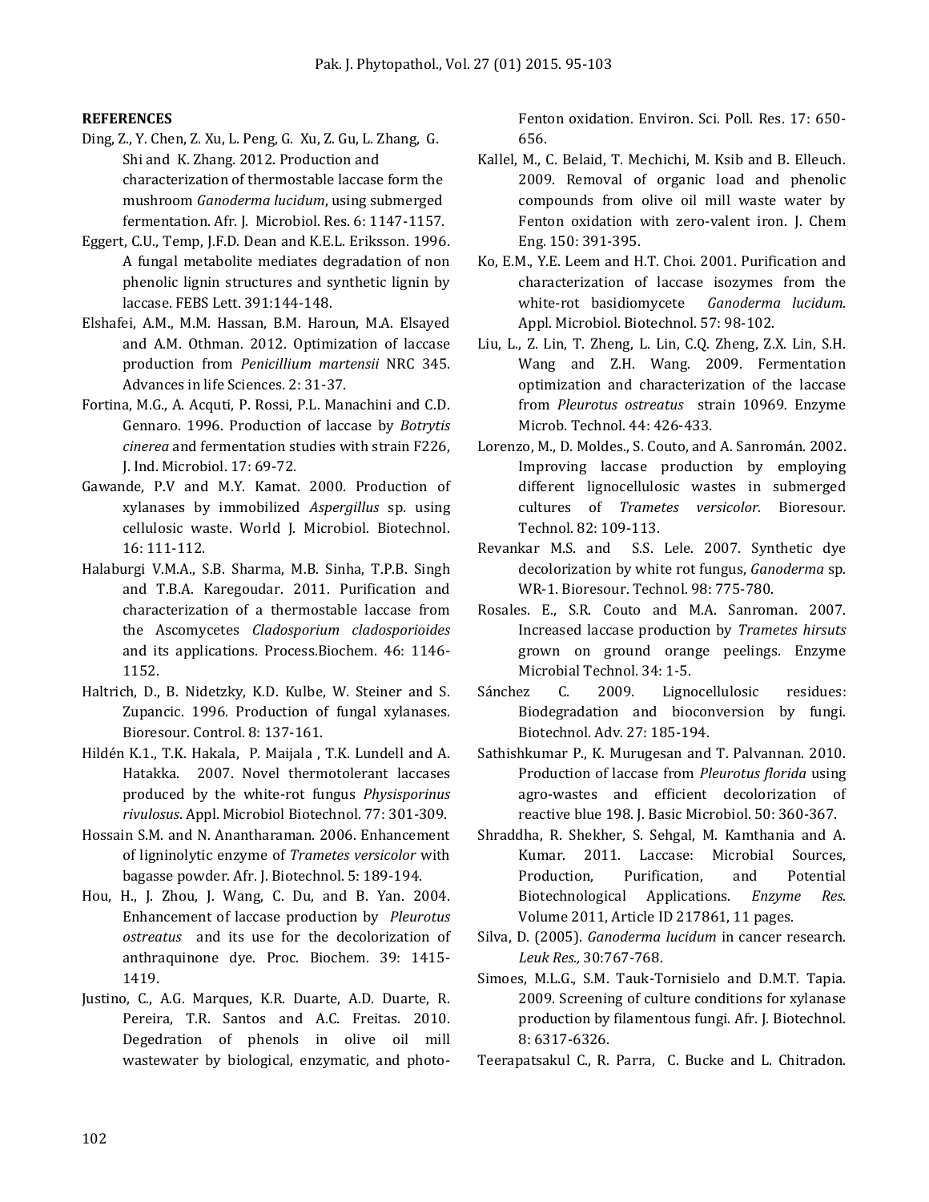## REFERENCES

Ding, Z., Y. Chen, Z. Xu, L. Peng, G. Xu, Z. Gu, L. Zhang, G. Shi and K. Zhang. 2012. Production and characterization of thermostable laccase form the mushroom *Ganoderma lucidum*, using submerged fermentation. Afr. J. Microbiol. Res. 6: 1147-1157.

Eggert, C.U., Temp, J.F.D. Dean and K.E.L. Eriksson. 1996. A fungal metabolite mediates degradation of non phenolic lignin structures and synthetic lignin by laccase. FEBS Lett. 391:144-148.

Elshafei, A.M., M.M. Hassan, B.M. Haroun, M.A. Elsayed and A.M. Othman. 2012. Optimization of laccase production from *Penicillium martensii* NRC 345. Advances in life Sciences. 2: 31-37.

Fortina, M.G., A. Acquti, P. Rossi, P.L. Manachini and C.D. Gennaro. 1996. Production of laccase by *Botrytis cinerea* and fermentation studies with strain F226, J. Ind. Microbiol. 17: 69-72.

Gawande, P.V and M.Y. Kamat. 2000. Production of xylanases by immobilized *Aspergillus* sp. using cellulosic waste. World J. Microbiol. Biotechnol. 16: 111-112.

Halaburgi V.M.A., S.B. Sharma, M.B. Sinha, T.P.B. Singh and T.B.A. Karegoudar. 2011. Purification and characterization of a thermostable laccase from the Ascomycetes *Cladosporium cladosporioides* and its applications. Process.Biochem. 46: 1146-1152.

Haltrich, D., B. Nidetzky, K.D. Kulbe, W. Steiner and S. Zupancic. 1996. Production of fungal xylanases. Bioresour. Control. 8: 137-161.

Hildén K.1., T.K. Hakala, P. Maijala , T.K. Lundell and A. Hatakka. 2007. Novel thermotolerant laccases produced by the white-rot fungus *Physisporinus rivulosus*. Appl. Microbiol Biotechnol. 77: 301-309.

Hossain S.M. and N. Anantharaman. 2006. Enhancement of ligninolytic enzyme of *Trametes versicolor* with bagasse powder. Afr. J. Biotechnol. 5: 189-194.

Hou, H., J. Zhou, J. Wang, C. Du, and B. Yan. 2004. Enhancement of laccase production by *Pleurotus ostreatus* and its use for the decolorization of anthraquinone dye. Proc. Biochem. 39: 1415-1419.

Justino, C., A.G. Marques, K.R. Duarte, A.D. Duarte, R. Pereira, T.R. Santos and A.C. Freitas. 2010. Degedration of phenols in olive oil mill wastewater by biological, enzymatic, and photo-Fenton oxidation. Environ. Sci. Poll. Res. 17: 650-656.

Kallel, M., C. Belaid, T. Mechichi, M. Ksib and B. Elleuch. 2009. Removal of organic load and phenolic compounds from olive oil mill waste water by Fenton oxidation with zero-valent iron. J. Chem Eng. 150: 391-395.

Ko, E.M., Y.E. Leem and H.T. Choi. 2001. Purification and characterization of laccase isozymes from the white-rot basidiomycete *Ganoderma lucidum*. Appl. Microbiol. Biotechnol. 57: 98-102.

Liu, L., Z. Lin, T. Zheng, L. Lin, C.Q. Zheng, Z.X. Lin, S.H. Wang and Z.H. Wang. 2009. Fermentation optimization and characterization of the laccase from *Pleurotus ostreatus* strain 10969. Enzyme Microb. Technol. 44: 426-433.

Lorenzo, M., D. Moldes., S. Couto, and A. Sanromán. 2002. Improving laccase production by employing different lignocellulosic wastes in submerged cultures of *Trametes versicolor*. Bioresour. Technol. 82: 109-113.

Revankar M.S. and S.S. Lele. 2007. Synthetic dye decolorization by white rot fungus, *Ganoderma* sp. WR-1. Bioresour. Technol. 98: 775-780.

Rosales. E., S.R. Couto and M.A. Sanroman. 2007. Increased laccase production by *Trametes hirsuts* grown on ground orange peelings. Enzyme Microbial Technol. 34: 1-5.

Sánchez C. 2009. Lignocellulosic residues: Biodegradation and bioconversion by fungi. Biotechnol. Adv. 27: 185-194.

Sathishkumar P., K. Murugesan and T. Palvannan. 2010. Production of laccase from *Pleurotus florida* using agro-wastes and efficient decolorization of reactive blue 198. J. Basic Microbiol. 50: 360-367.

Shraddha, R. Shekher, S. Sehgal, M. Kamthania and A. Kumar. 2011. Laccase: Microbial Sources, Production, Purification, and Potential Biotechnological Applications. *Enzyme Res*. Volume 2011, Article ID 217861, 11 pages.

Silva, D. (2005). *Ganoderma lucidum* in cancer research. *Leuk Res.,* 30:767-768.

Simoes, M.L.G., S.M. Tauk-Tornisielo and D.M.T. Tapia. 2009. Screening of culture conditions for xylanase production by filamentous fungi. Afr. J. Biotechnol. 8: 6317-6326.

Teerapatsakul C., R. Parra, C. Bucke and L. Chitradon.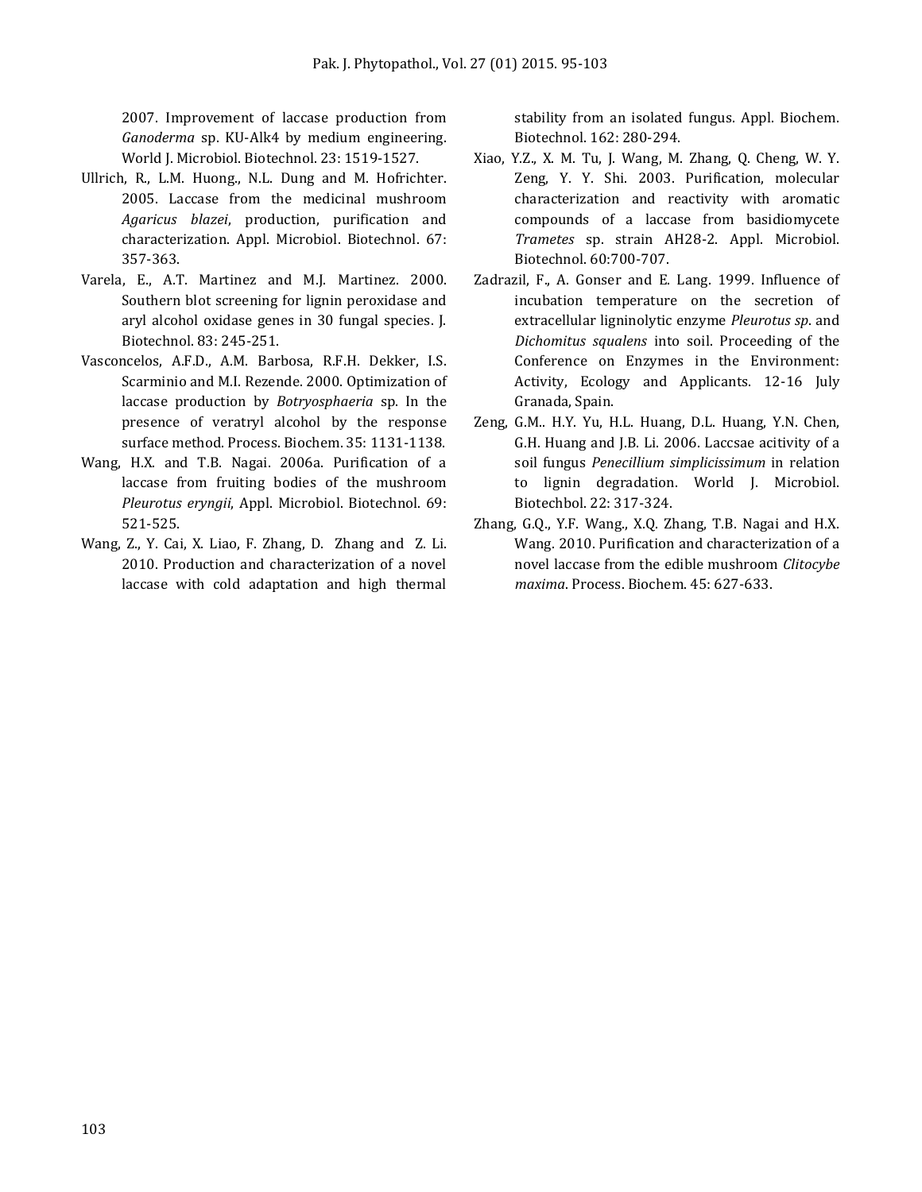2007. Improvement of laccase production from *Ganoderma* sp. KU-Alk4 by medium engineering. World J. Microbiol. Biotechnol. 23: 1519-1527.

Ullrich, R., L.M. Huong., N.L. Dung and M. Hofrichter. 2005. Laccase from the medicinal mushroom *Agaricus blazei*, production, purification and characterization. Appl. Microbiol. Biotechnol. 67: 357-363.

Varela, E., A.T. Martinez and M.J. Martinez. 2000. Southern blot screening for lignin peroxidase and aryl alcohol oxidase genes in 30 fungal species. J. Biotechnol. 83: 245-251.

Vasconcelos, A.F.D., A.M. Barbosa, R.F.H. Dekker, I.S. Scarminio and M.I. Rezende. 2000. Optimization of laccase production by *Botryosphaeria* sp. In the presence of veratryl alcohol by the response surface method. Process. Biochem. 35: 1131-1138.

Wang, H.X. and T.B. Nagai. 2006a. Purification of a laccase from fruiting bodies of the mushroom *Pleurotus eryngii*, Appl. Microbiol. Biotechnol. 69: 521-525.

Wang, Z., Y. Cai, X. Liao, F. Zhang, D. Zhang and Z. Li. 2010. Production and characterization of a novel laccase with cold adaptation and high thermal stability from an isolated fungus. Appl. Biochem. Biotechnol. 162: 280-294.

Xiao, Y.Z., X. M. Tu, J. Wang, M. Zhang, Q. Cheng, W. Y. Zeng, Y. Y. Shi. 2003. Purification, molecular characterization and reactivity with aromatic compounds of a laccase from basidiomycete *Trametes* sp. strain AH28-2. Appl. Microbiol. Biotechnol. 60:700-707.

Zadrazil, F., A. Gonser and E. Lang. 1999. Influence of incubation temperature on the secretion of extracellular ligninolytic enzyme *Pleurotus sp*. and *Dichomitus squalens* into soil. Proceeding of the Conference on Enzymes in the Environment: Activity, Ecology and Applicants. 12-16 July Granada, Spain.

Zeng, G.M.. H.Y. Yu, H.L. Huang, D.L. Huang, Y.N. Chen, G.H. Huang and J.B. Li. 2006. Laccsae acitivity of a soil fungus *Penecillium simplicissimum* in relation to lignin degradation. World J. Microbiol. Biotechbol. 22: 317-324.

Zhang, G.Q., Y.F. Wang., X.Q. Zhang, T.B. Nagai and H.X. Wang. 2010. Purification and characterization of a novel laccase from the edible mushroom *Clitocybe maxima*. Process. Biochem. 45: 627-633.